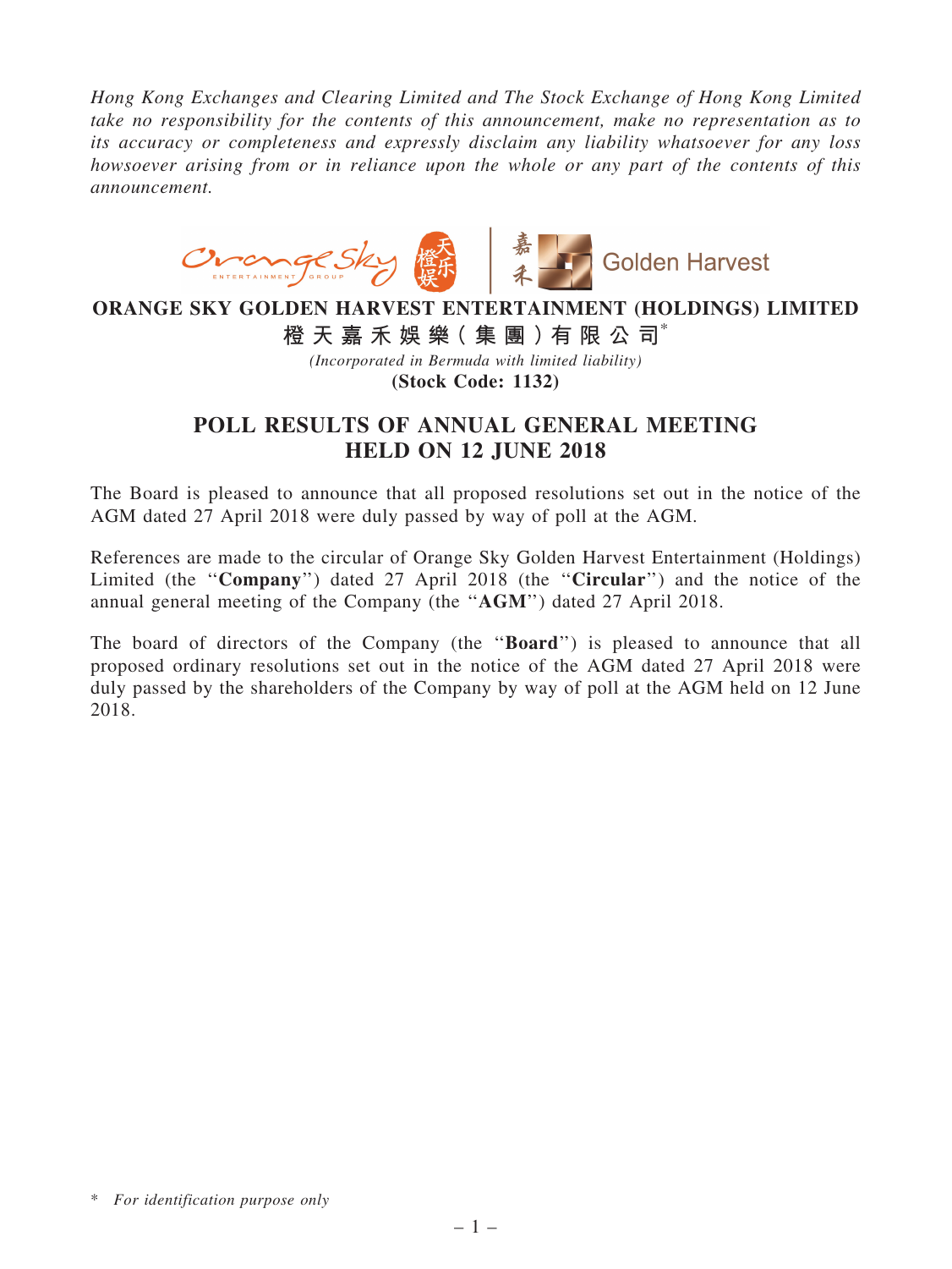*Hong Kong Exchanges and Clearing Limited and The Stock Exchange of Hong Kong Limited take no responsibility for the contents of this announcement, make no representation as to its accuracy or completeness and expressly disclaim any liability whatsoever for any loss howsoever arising from or in reliance upon the whole or any part of the contents of this announcement.*

**ORANGE SKY GOLDEN HARVEST ENTERTAINMENT (HOLDINGS) LIMITED**

**橙天嘉禾娛樂(集團)有限公司***

*(Incorporated in Bermuda with limited liability)*

**(Stock Code: 1132)**

# POLL RESULTS OF ANNUAL GENERAL MEETING HELD ON 12 JUNE 2018

The Board is pleased to announce that all proposed resolutions set out in the notice of the AGM dated 27 April 2018 were duly passed by way of poll at the AGM.

References are made to the circular of Orange Sky Golden Harvest Entertainment (Holdings) Limited (the "**Company**") dated 27 April 2018 (the "**Circular**") and the notice of the annual general meeting of the Company (the "**AGM**") dated 27 April 2018.

The board of directors of the Company (the "**Board**") is pleased to announce that all proposed ordinary resolutions set out in the notice of the AGM dated 27 April 2018 were duly passed by the shareholders of the Company by way of poll at the AGM held on 12 June 2018.

\* *For identification purpose only*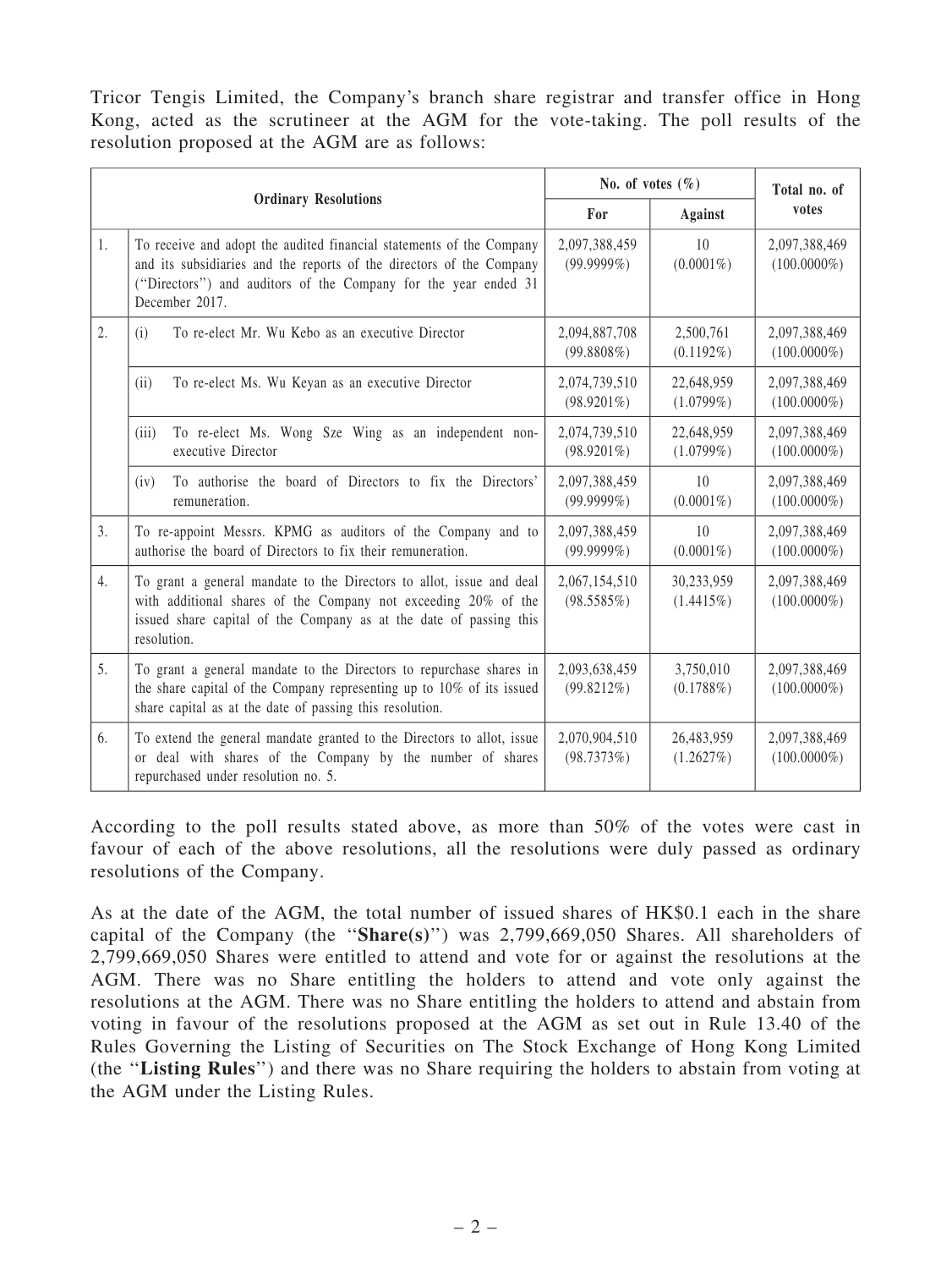Tricor Tengis Limited, the Company's branch share registrar and transfer office in Hong Kong, acted as the scrutineer at the AGM for the vote-taking. The poll results of the resolution proposed at the AGM are as follows:

| Ordinary Resolutions | | No. of votes (%) | | Total no. of votes |
|---|---|---|---|---|
| | | For | Against | |
| 1. | To receive and adopt the audited financial statements of the Company and its subsidiaries and the reports of the directors of the Company ("Directors") and auditors of the Company for the year ended 31 December 2017. | 2,097,388,459 (99.9999%) | 10 (0.0001%) | 2,097,388,469 (100.0000%) |
| 2. | (i) To re-elect Mr. Wu Kebo as an executive Director | 2,094,887,708 (99.8808%) | 2,500,761 (0.1192%) | 2,097,388,469 (100.0000%) |
| | (ii) To re-elect Ms. Wu Keyan as an executive Director | 2,074,739,510 (98.9201%) | 22,648,959 (1.0799%) | 2,097,388,469 (100.0000%) |
| | (iii) To re-elect Ms. Wong Sze Wing as an independent non-executive Director | 2,074,739,510 (98.9201%) | 22,648,959 (1.0799%) | 2,097,388,469 (100.0000%) |
| | (iv) To authorise the board of Directors to fix the Directors' remuneration. | 2,097,388,459 (99.9999%) | 10 (0.0001%) | 2,097,388,469 (100.0000%) |
| 3. | To re-appoint Messrs. KPMG as auditors of the Company and to authorise the board of Directors to fix their remuneration. | 2,097,388,459 (99.9999%) | 10 (0.0001%) | 2,097,388,469 (100.0000%) |
| 4. | To grant a general mandate to the Directors to allot, issue and deal with additional shares of the Company not exceeding 20% of the issued share capital of the Company as at the date of passing this resolution. | 2,067,154,510 (98.5585%) | 30,233,959 (1.4415%) | 2,097,388,469 (100.0000%) |
| 5. | To grant a general mandate to the Directors to repurchase shares in the share capital of the Company representing up to 10% of its issued share capital as at the date of passing this resolution. | 2,093,638,459 (99.8212%) | 3,750,010 (0.1788%) | 2,097,388,469 (100.0000%) |
| 6. | To extend the general mandate granted to the Directors to allot, issue or deal with shares of the Company by the number of shares repurchased under resolution no. 5. | 2,070,904,510 (98.7373%) | 26,483,959 (1.2627%) | 2,097,388,469 (100.0000%) |

According to the poll results stated above, as more than 50% of the votes were cast in favour of each of the above resolutions, all the resolutions were duly passed as ordinary resolutions of the Company.

As at the date of the AGM, the total number of issued shares of HK$0.1 each in the share capital of the Company (the "**Share(s)**") was 2,799,669,050 Shares. All shareholders of 2,799,669,050 Shares were entitled to attend and vote for or against the resolutions at the AGM. There was no Share entitling the holders to attend and vote only against the resolutions at the AGM. There was no Share entitling the holders to attend and abstain from voting in favour of the resolutions proposed at the AGM as set out in Rule 13.40 of the Rules Governing the Listing of Securities on The Stock Exchange of Hong Kong Limited (the "**Listing Rules**") and there was no Share requiring the holders to abstain from voting at the AGM under the Listing Rules.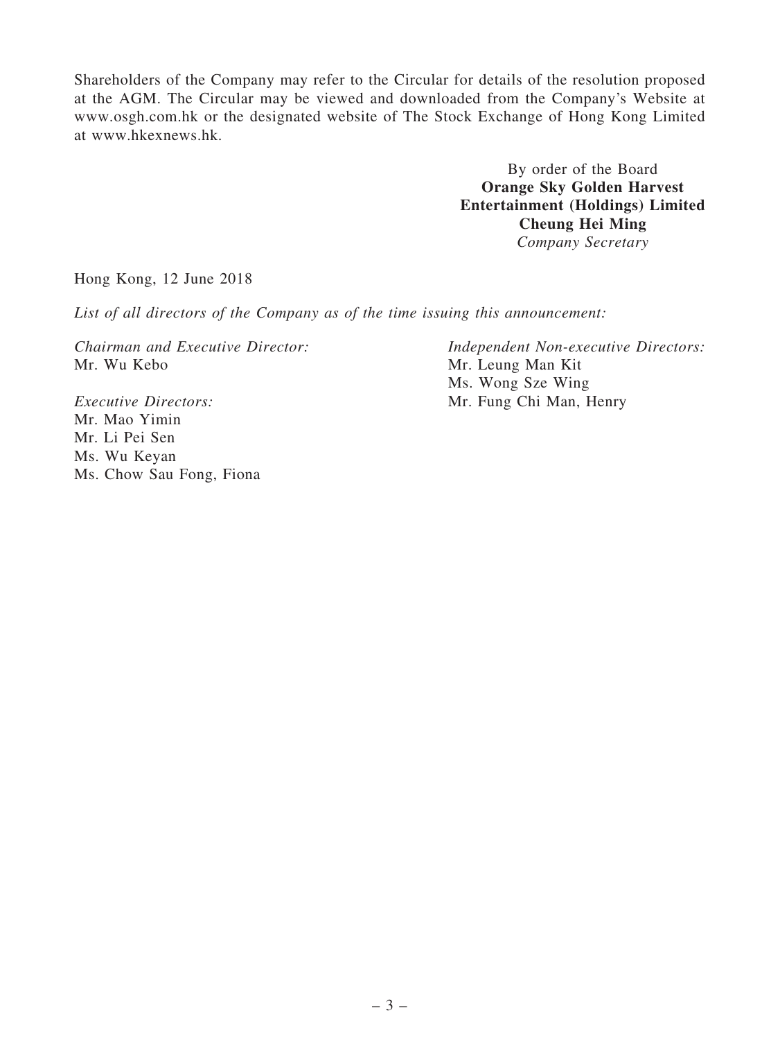Shareholders of the Company may refer to the Circular for details of the resolution proposed at the AGM. The Circular may be viewed and downloaded from the Company's Website at www.osgh.com.hk or the designated website of The Stock Exchange of Hong Kong Limited at www.hkexnews.hk.

By order of the Board
**Orange Sky Golden Harvest Entertainment (Holdings) Limited**
**Cheung Hei Ming**
*Company Secretary*

Hong Kong, 12 June 2018

*List of all directors of the Company as of the time issuing this announcement:*

*Chairman and Executive Director:*
Mr. Wu Kebo

*Executive Directors:*
Mr. Mao Yimin
Mr. Li Pei Sen
Ms. Wu Keyan
Ms. Chow Sau Fong, Fiona

*Independent Non-executive Directors:*
Mr. Leung Man Kit
Ms. Wong Sze Wing
Mr. Fung Chi Man, Henry